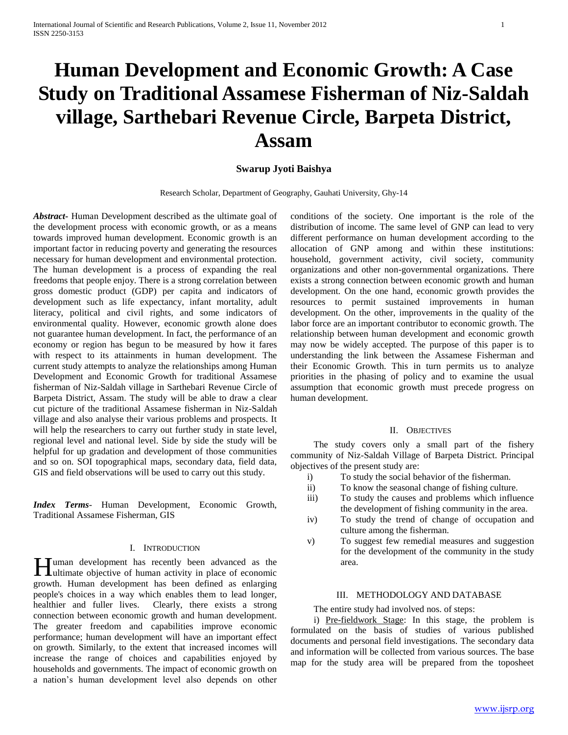# Human Development and Economic Growth: A Case Study on Traditional Assamese Fisherman of Niz-Saldah village, Sarthebari Revenue Circle, Barpeta District, Assam

**Swarup Jyoti Baishya**

Research Scholar, Department of Geography, Gauhati University, Ghy-14

***Abstract***- Human Development described as the ultimate goal of the development process with economic growth, or as a means towards improved human development. Economic growth is an important factor in reducing poverty and generating the resources necessary for human development and environmental protection. The human development is a process of expanding the real freedoms that people enjoy. There is a strong correlation between gross domestic product (GDP) per capita and indicators of development such as life expectancy, infant mortality, adult literacy, political and civil rights, and some indicators of environmental quality. However, economic growth alone does not guarantee human development. In fact, the performance of an economy or region has begun to be measured by how it fares with respect to its attainments in human development. The current study attempts to analyze the relationships among Human Development and Economic Growth for traditional Assamese fisherman of Niz-Saldah village in Sarthebari Revenue Circle of Barpeta District, Assam. The study will be able to draw a clear cut picture of the traditional Assamese fisherman in Niz-Saldah village and also analyse their various problems and prospects. It will help the researchers to carry out further study in state level, regional level and national level. Side by side the study will be helpful for up gradation and development of those communities and so on. SOI topographical maps, secondary data, field data, GIS and field observations will be used to carry out this study.

***Index Terms***- Human Development, Economic Growth, Traditional Assamese Fisherman, GIS

## I. Introduction

Human development has recently been advanced as the ultimate objective of human activity in place of economic growth. Human development has been defined as enlarging people's choices in a way which enables them to lead longer, healthier and fuller lives. Clearly, there exists a strong connection between economic growth and human development. The greater freedom and capabilities improve economic performance; human development will have an important effect on growth. Similarly, to the extent that increased incomes will increase the range of choices and capabilities enjoyed by households and governments. The impact of economic growth on a nation's human development level also depends on other conditions of the society. One important is the role of the distribution of income. The same level of GNP can lead to very different performance on human development according to the allocation of GNP among and within these institutions: household, government activity, civil society, community organizations and other non-governmental organizations. There exists a strong connection between economic growth and human development. On the one hand, economic growth provides the resources to permit sustained improvements in human development. On the other, improvements in the quality of the labor force are an important contributor to economic growth. The relationship between human development and economic growth may now be widely accepted. The purpose of this paper is to understanding the link between the Assamese Fisherman and their Economic Growth. This in turn permits us to analyze priorities in the phasing of policy and to examine the usual assumption that economic growth must precede progress on human development.

## II. Objectives

The study covers only a small part of the fishery community of Niz-Saldah Village of Barpeta District. Principal objectives of the present study are:

i) To study the social behavior of the fisherman.

ii) To know the seasonal change of fishing culture.

iii) To study the causes and problems which influence the development of fishing community in the area.

iv) To study the trend of change of occupation and culture among the fisherman.

v) To suggest few remedial measures and suggestion for the development of the community in the study area.

## III. Methodology and Database

The entire study had involved nos. of steps:

i) Pre-fieldwork Stage: In this stage, the problem is formulated on the basis of studies of various published documents and personal field investigations. The secondary data and information will be collected from various sources. The base map for the study area will be prepared from the toposheet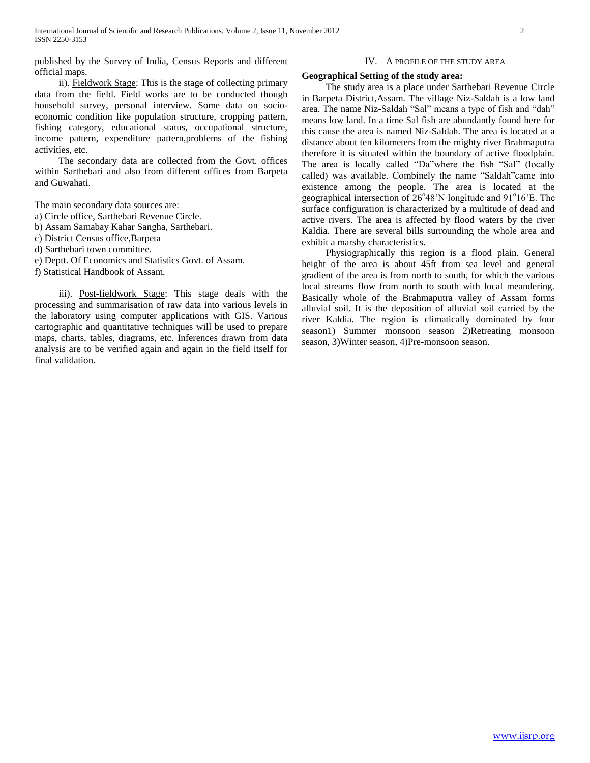published by the Survey of India, Census Reports and different official maps.

ii). Fieldwork Stage: This is the stage of collecting primary data from the field. Field works are to be conducted though household survey, personal interview. Some data on socio-economic condition like population structure, cropping pattern, fishing category, educational status, occupational structure, income pattern, expenditure pattern,problems of the fishing activities, etc.

The secondary data are collected from the Govt. offices within Sarthebari and also from different offices from Barpeta and Guwahati.

The main secondary data sources are:

a) Circle office, Sarthebari Revenue Circle.
b) Assam Samabay Kahar Sangha, Sarthebari.
c) District Census office,Barpeta
d) Sarthebari town committee.
e) Deptt. Of Economics and Statistics Govt. of Assam.
f) Statistical Handbook of Assam.

iii). Post-fieldwork Stage: This stage deals with the processing and summarisation of raw data into various levels in the laboratory using computer applications with GIS. Various cartographic and quantitative techniques will be used to prepare maps, charts, tables, diagrams, etc. Inferences drawn from data analysis are to be verified again and again in the field itself for final validation.

## IV. A PROFILE OF THE STUDY AREA

**Geographical Setting of the study area:**

The study area is a place under Sarthebari Revenue Circle in Barpeta District,Assam. The village Niz-Saldah is a low land area. The name Niz-Saldah "Sal" means a type of fish and "dah" means low land. In a time Sal fish are abundantly found here for this cause the area is named Niz-Saldah. The area is located at a distance about ten kilometers from the mighty river Brahmaputra therefore it is situated within the boundary of active floodplain. The area is locally called "Da"where the fish "Sal" (locally called) was available. Combinely the name "Saldah"came into existence among the people. The area is located at the geographical intersection of 26°48'N longitude and 91°16'E. The surface configuration is characterized by a multitude of dead and active rivers. The area is affected by flood waters by the river Kaldia. There are several bills surrounding the whole area and exhibit a marshy characteristics.

Physiographically this region is a flood plain. General height of the area is about 45ft from sea level and general gradient of the area is from north to south, for which the various local streams flow from north to south with local meandering. Basically whole of the Brahmaputra valley of Assam forms alluvial soil. It is the deposition of alluvial soil carried by the river Kaldia. The region is climatically dominated by four season1) Summer monsoon season 2)Retreating monsoon season, 3)Winter season, 4)Pre-monsoon season.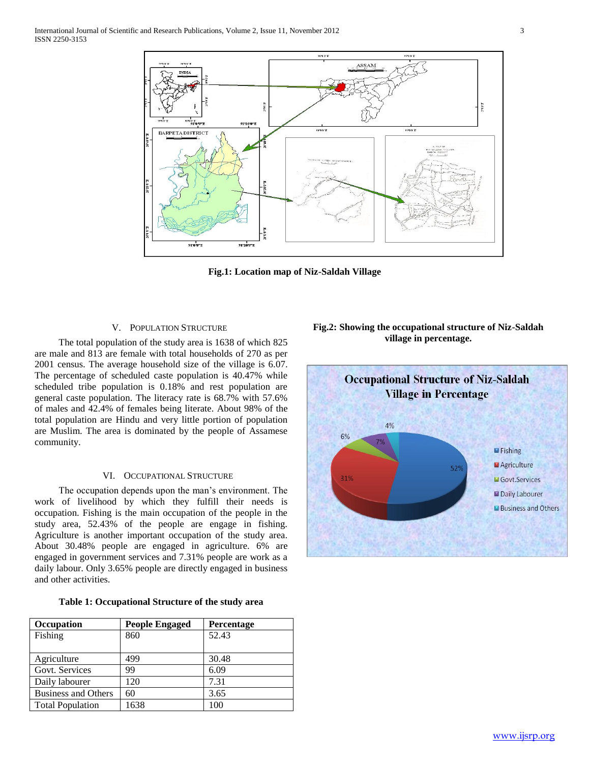Fig.1: Location map of Niz-Saldah Village

## V. Population Structure

The total population of the study area is 1638 of which 825 are male and 813 are female with total households of 270 as per 2001 census. The average household size of the village is 6.07. The percentage of scheduled caste population is 40.47% while scheduled tribe population is 0.18% and rest population are general caste population. The literacy rate is 68.7% with 57.6% of males and 42.4% of females being literate. About 98% of the total population are Hindu and very little portion of population are Muslim. The area is dominated by the people of Assamese community.

## VI. Occupational Structure

The occupation depends upon the man's environment. The work of livelihood by which they fulfill their needs is occupation. Fishing is the main occupation of the people in the study area, 52.43% of the people are engage in fishing. Agriculture is another important occupation of the study area. About 30.48% people are engaged in agriculture. 6% are engaged in government services and 7.31% people are work as a daily labour. Only 3.65% people are directly engaged in business and other activities.

**Table 1: Occupational Structure of the study area**

| Occupation | People Engaged | Percentage |
|---|---|---|
| Fishing | 860 | 52.43 |
| Agriculture | 499 | 30.48 |
| Govt. Services | 99 | 6.09 |
| Daily labourer | 120 | 7.31 |
| Business and Others | 60 | 3.65 |
| Total Population | 1638 | 100 |

**Fig.2: Showing the occupational structure of Niz-Saldah village in percentage.**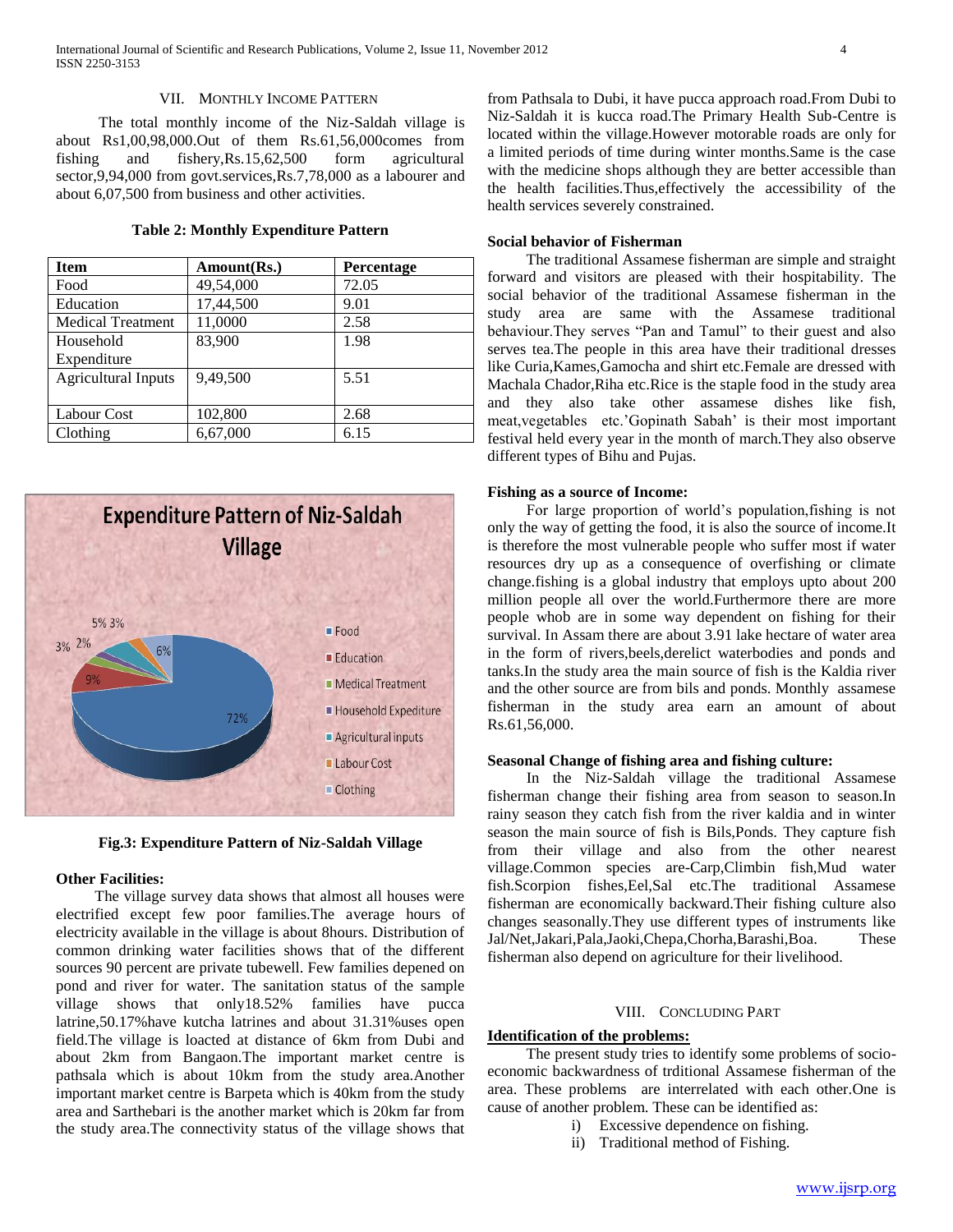## VII. Monthly Income Pattern

The total monthly income of the Niz-Saldah village is about Rs1,00,98,000.Out of them Rs.61,56,000comes from fishing and fishery,Rs.15,62,500 form agricultural sector,9,94,000 from govt.services,Rs.7,78,000 as a labourer and about 6,07,500 from business and other activities.

**Table 2: Monthly Expenditure Pattern**

| Item | Amount(Rs.) | Percentage |
|---|---|---|
| Food | 49,54,000 | 72.05 |
| Education | 17,44,500 | 9.01 |
| Medical Treatment | 11,0000 | 2.58 |
| Household Expenditure | 83,900 | 1.98 |
| Agricultural Inputs | 9,49,500 | 5.51 |
| Labour Cost | 102,800 | 2.68 |
| Clothing | 6,67,000 | 6.15 |

**Fig.3: Expenditure Pattern of Niz-Saldah Village**

### Other Facilities:

The village survey data shows that almost all houses were electrified except few poor families.The average hours of electricity available in the village is about 8hours. Distribution of common drinking water facilities shows that of the different sources 90 percent are private tubewell. Few families depened on pond and river for water. The sanitation status of the sample village shows that only18.52% families have pucca latrine,50.17%have kutcha latrines and about 31.31%uses open field.The village is loacted at distance of 6km from Dubi and about 2km from Bangaon.The important market centre is pathsala which is about 10km from the study area.Another important market centre is Barpeta which is 40km from the study area and Sarthebari is the another market which is 20km far from the study area.The connectivity status of the village shows that from Pathsala to Dubi, it have pucca approach road.From Dubi to Niz-Saldah it is kucca road.The Primary Health Sub-Centre is located within the village.However motorable roads are only for a limited periods of time during winter months.Same is the case with the medicine shops although they are better accessible than the health facilities.Thus,effectively the accessibility of the health services severely constrained.

### Social behavior of Fisherman

The traditional Assamese fisherman are simple and straight forward and visitors are pleased with their hospitability. The social behavior of the traditional Assamese fisherman in the study area are same with the Assamese traditional behaviour.They serves "Pan and Tamul" to their guest and also serves tea.The people in this area have their traditional dresses like Curia,Kames,Gamocha and shirt etc.Female are dressed with Machala Chador,Riha etc.Rice is the staple food in the study area and they also take other assamese dishes like fish, meat,vegetables etc.'Gopinath Sabah' is their most important festival held every year in the month of march.They also observe different types of Bihu and Pujas.

### Fishing as a source of Income:

For large proportion of world's population,fishing is not only the way of getting the food, it is also the source of income.It is therefore the most vulnerable people who suffer most if water resources dry up as a consequence of overfishing or climate change.fishing is a global industry that employs upto about 200 million people all over the world.Furthermore there are more people whob are in some way dependent on fishing for their survival. In Assam there are about 3.91 lake hectare of water area in the form of rivers,beels,derelict waterbodies and ponds and tanks.In the study area the main source of fish is the Kaldia river and the other source are from bils and ponds. Monthly assamese fisherman in the study area earn an amount of about Rs.61,56,000.

### Seasonal Change of fishing area and fishing culture:

In the Niz-Saldah village the traditional Assamese fisherman change their fishing area from season to season.In rainy season they catch fish from the river kaldia and in winter season the main source of fish is Bils,Ponds. They capture fish from their village and also from the other nearest village.Common species are-Carp,Climbin fish,Mud water fish.Scorpion fishes,Eel,Sal etc.The traditional Assamese fisherman are economically backward.Their fishing culture also changes seasonally.They use different types of instruments like Jal/Net,Jakari,Pala,Jaoki,Chepa,Chorha,Barashi,Boa. These fisherman also depend on agriculture for their livelihood.

## VIII. Concluding Part

### Identification of the problems:

The present study tries to identify some problems of socio-economic backwardness of trditional Assamese fisherman of the area. These problems are interrelated with each other.One is cause of another problem. These can be identified as:

i) Excessive dependence on fishing.
ii) Traditional method of Fishing.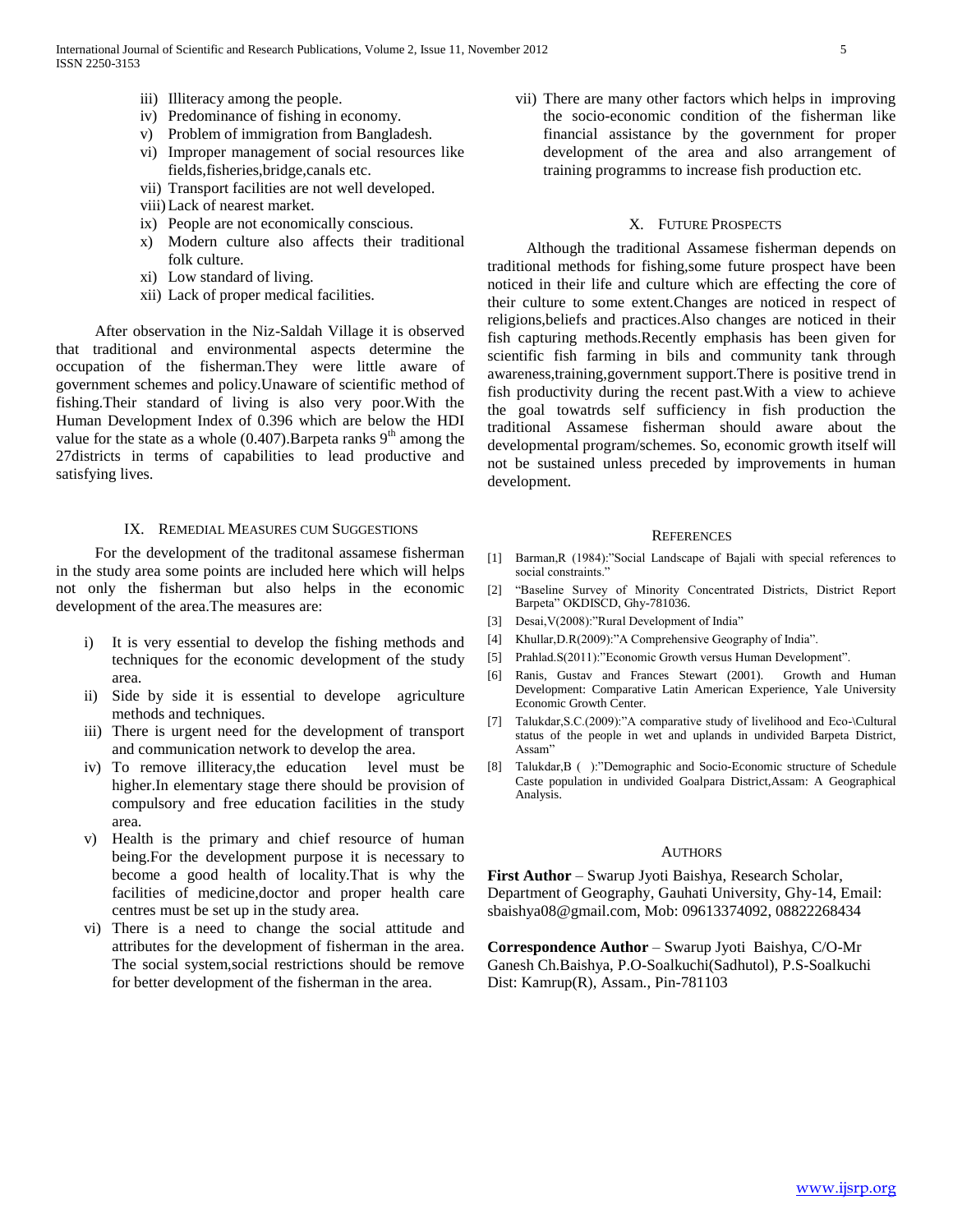iii) Illiteracy among the people.
iv) Predominance of fishing in economy.
v) Problem of immigration from Bangladesh.
vi) Improper management of social resources like fields,fisheries,bridge,canals etc.
vii) Transport facilities are not well developed.
viii) Lack of nearest market.
ix) People are not economically conscious.
x) Modern culture also affects their traditional folk culture.
xi) Low standard of living.
xii) Lack of proper medical facilities.

After observation in the Niz-Saldah Village it is observed that traditional and environmental aspects determine the occupation of the fisherman.They were little aware of government schemes and policy.Unaware of scientific method of fishing.Their standard of living is also very poor.With the Human Development Index of 0.396 which are below the HDI value for the state as a whole (0.407).Barpeta ranks 9th among the 27districts in terms of capabilities to lead productive and satisfying lives.

## IX. Remedial Measures cum Suggestions

For the development of the traditonal assamese fisherman in the study area some points are included here which will helps not only the fisherman but also helps in the economic development of the area.The measures are:

i) It is very essential to develop the fishing methods and techniques for the economic development of the study area.
ii) Side by side it is essential to develope agriculture methods and techniques.
iii) There is urgent need for the development of transport and communication network to develop the area.
iv) To remove illiteracy,the education level must be higher.In elementary stage there should be provision of compulsory and free education facilities in the study area.
v) Health is the primary and chief resource of human being.For the development purpose it is necessary to become a good health of locality.That is why the facilities of medicine,doctor and proper health care centres must be set up in the study area.
vi) There is a need to change the social attitude and attributes for the development of fisherman in the area. The social system,social restrictions should be remove for better development of the fisherman in the area.
vii) There are many other factors which helps in improving the socio-economic condition of the fisherman like financial assistance by the government for proper development of the area and also arrangement of training programms to increase fish production etc.

## X. Future Prospects

Although the traditional Assamese fisherman depends on traditional methods for fishing,some future prospect have been noticed in their life and culture which are effecting the core of their culture to some extent.Changes are noticed in respect of religions,beliefs and practices.Also changes are noticed in their fish capturing methods.Recently emphasis has been given for scientific fish farming in bils and community tank through awareness,training,government support.There is positive trend in fish productivity during the recent past.With a view to achieve the goal towatrds self sufficiency in fish production the traditional Assamese fisherman should aware about the developmental program/schemes. So, economic growth itself will not be sustained unless preceded by improvements in human development.

## References

[1] Barman,R (1984):"Social Landscape of Bajali with special references to social constraints."

[2] "Baseline Survey of Minority Concentrated Districts, District Report Barpeta" OKDISCD, Ghy-781036.

[3] Desai,V(2008):"Rural Development of India"

[4] Khullar,D.R(2009):"A Comprehensive Geography of India".

[5] Prahlad.S(2011):"Economic Growth versus Human Development".

[6] Ranis, Gustav and Frances Stewart (2001). Growth and Human Development: Comparative Latin American Experience, Yale University Economic Growth Center.

[7] Talukdar,S.C.(2009):"A comparative study of livelihood and Eco-\Cultural status of the people in wet and uplands in undivided Barpeta District, Assam"

[8] Talukdar,B ( ):"Demographic and Socio-Economic structure of Schedule Caste population in undivided Goalpara District,Assam: A Geographical Analysis.

## Authors

**First Author** – Swarup Jyoti Baishya, Research Scholar, Department of Geography, Gauhati University, Ghy-14, Email: sbaishya08@gmail.com, Mob: 09613374092, 08822268434

**Correspondence Author** – Swarup Jyoti Baishya, C/O-Mr Ganesh Ch.Baishya, P.O-Soalkuchi(Sadhutol), P.S-Soalkuchi Dist: Kamrup(R), Assam., Pin-781103